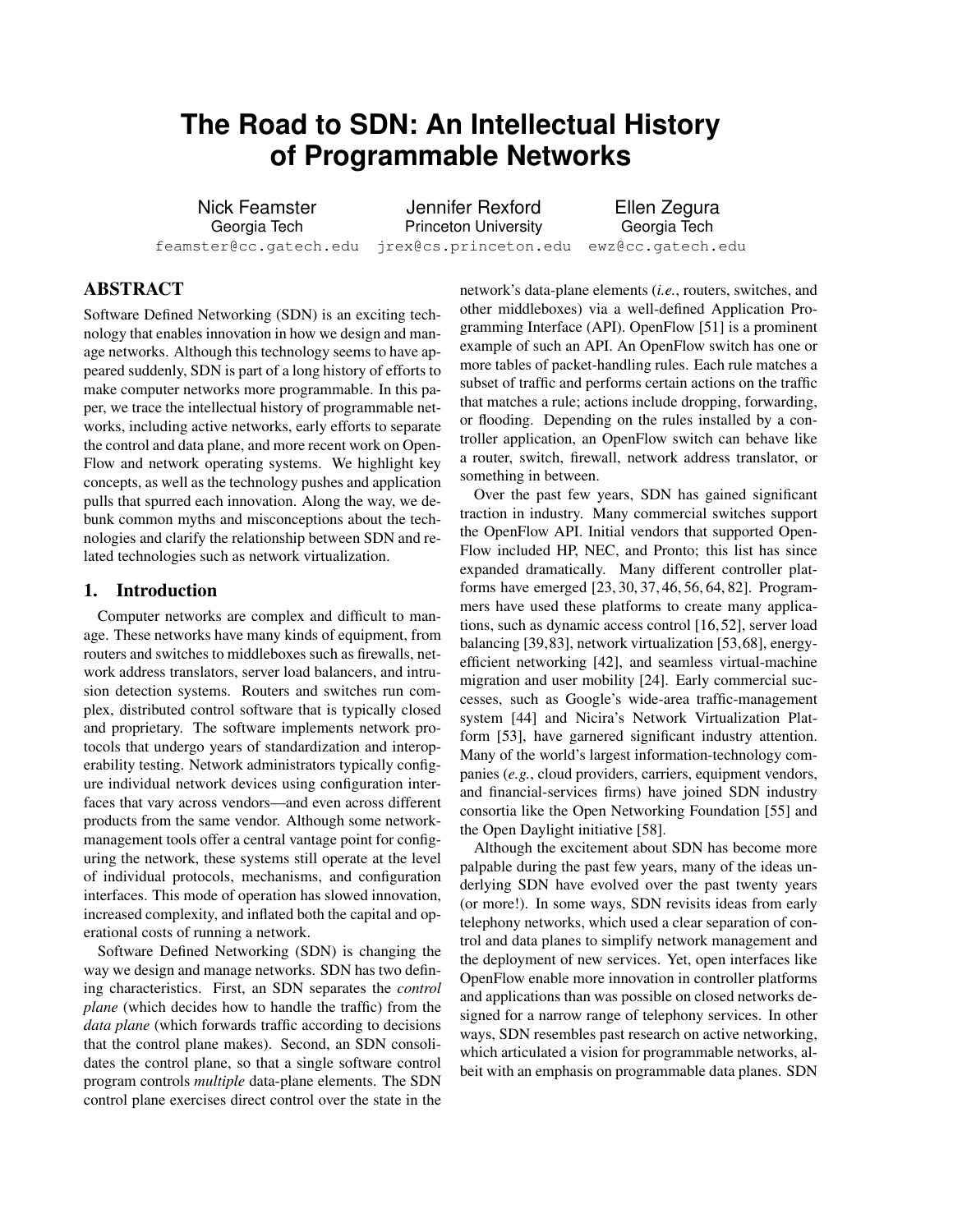# The Road to SDN: An Intellectual History of Programmable Networks

Nick Feamster
Georgia Tech
feamster@cc.gatech.edu

Jennifer Rexford
Princeton University
jrex@cs.princeton.edu

Ellen Zegura
Georgia Tech
ewz@cc.gatech.edu

## ABSTRACT

Software Defined Networking (SDN) is an exciting technology that enables innovation in how we design and manage networks. Although this technology seems to have appeared suddenly, SDN is part of a long history of efforts to make computer networks more programmable. In this paper, we trace the intellectual history of programmable networks, including active networks, early efforts to separate the control and data plane, and more recent work on OpenFlow and network operating systems. We highlight key concepts, as well as the technology pushes and application pulls that spurred each innovation. Along the way, we debunk common myths and misconceptions about the technologies and clarify the relationship between SDN and related technologies such as network virtualization.

## 1. Introduction

Computer networks are complex and difficult to manage. These networks have many kinds of equipment, from routers and switches to middleboxes such as firewalls, network address translators, server load balancers, and intrusion detection systems. Routers and switches run complex, distributed control software that is typically closed and proprietary. The software implements network protocols that undergo years of standardization and interoperability testing. Network administrators typically configure individual network devices using configuration interfaces that vary across vendors—and even across different products from the same vendor. Although some network-management tools offer a central vantage point for configuring the network, these systems still operate at the level of individual protocols, mechanisms, and configuration interfaces. This mode of operation has slowed innovation, increased complexity, and inflated both the capital and operational costs of running a network.

Software Defined Networking (SDN) is changing the way we design and manage networks. SDN has two defining characteristics. First, an SDN separates the *control plane* (which decides how to handle the traffic) from the *data plane* (which forwards traffic according to decisions that the control plane makes). Second, an SDN consolidates the control plane, so that a single software control program controls *multiple* data-plane elements. The SDN control plane exercises direct control over the state in the network's data-plane elements (*i.e.*, routers, switches, and other middleboxes) via a well-defined Application Programming Interface (API). OpenFlow [51] is a prominent example of such an API. An OpenFlow switch has one or more tables of packet-handling rules. Each rule matches a subset of traffic and performs certain actions on the traffic that matches a rule; actions include dropping, forwarding, or flooding. Depending on the rules installed by a controller application, an OpenFlow switch can behave like a router, switch, firewall, network address translator, or something in between.

Over the past few years, SDN has gained significant traction in industry. Many commercial switches support the OpenFlow API. Initial vendors that supported OpenFlow included HP, NEC, and Pronto; this list has since expanded dramatically. Many different controller platforms have emerged [23, 30, 37, 46, 56, 64, 82]. Programmers have used these platforms to create many applications, such as dynamic access control [16,52], server load balancing [39,83], network virtualization [53,68], energy-efficient networking [42], and seamless virtual-machine migration and user mobility [24]. Early commercial successes, such as Google's wide-area traffic-management system [44] and Nicira's Network Virtualization Platform [53], have garnered significant industry attention. Many of the world's largest information-technology companies (*e.g.*, cloud providers, carriers, equipment vendors, and financial-services firms) have joined SDN industry consortia like the Open Networking Foundation [55] and the Open Daylight initiative [58].

Although the excitement about SDN has become more palpable during the past few years, many of the ideas underlying SDN have evolved over the past twenty years (or more!). In some ways, SDN revisits ideas from early telephony networks, which used a clear separation of control and data planes to simplify network management and the deployment of new services. Yet, open interfaces like OpenFlow enable more innovation in controller platforms and applications than was possible on closed networks designed for a narrow range of telephony services. In other ways, SDN resembles past research on active networking, which articulated a vision for programmable networks, albeit with an emphasis on programmable data planes. SDN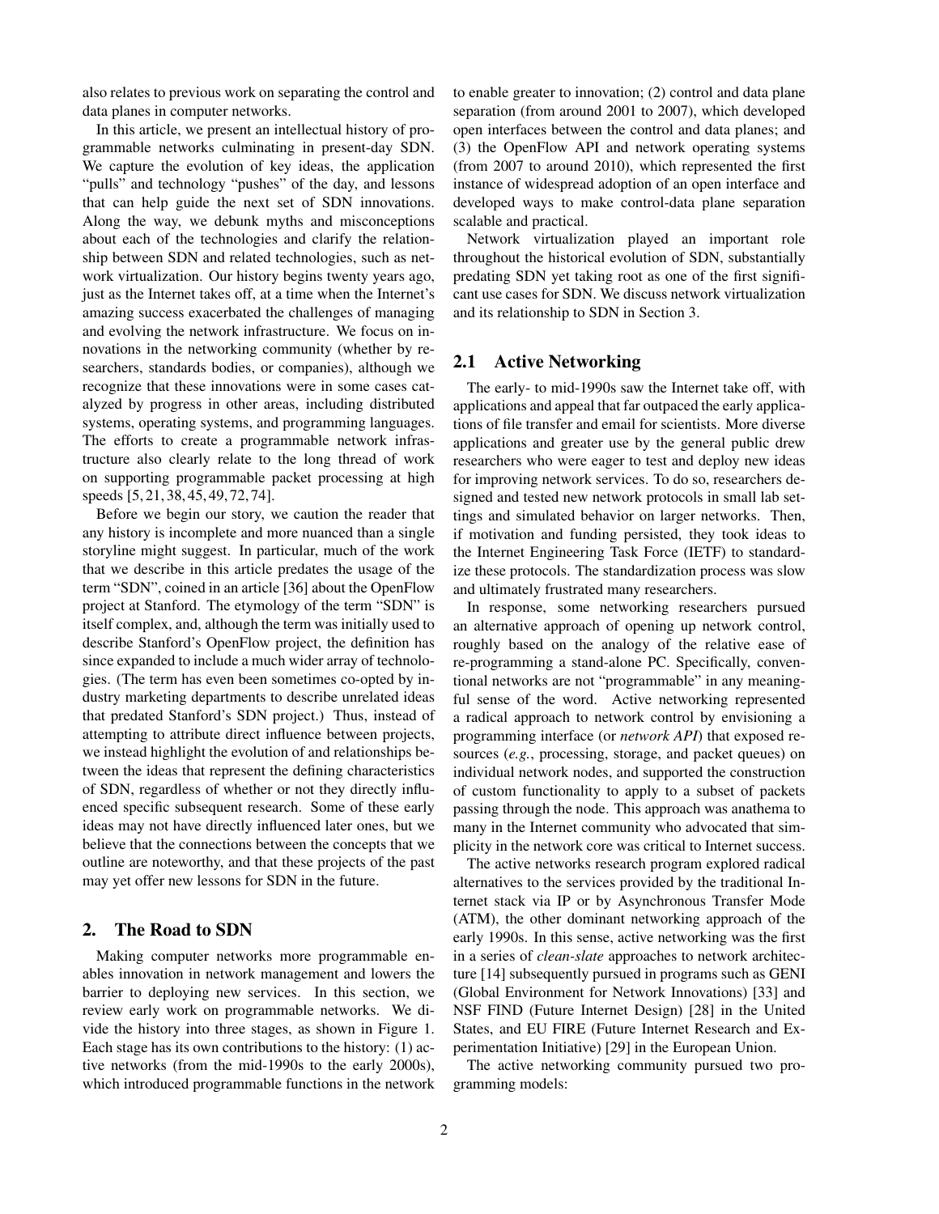also relates to previous work on separating the control and data planes in computer networks.

In this article, we present an intellectual history of programmable networks culminating in present-day SDN. We capture the evolution of key ideas, the application "pulls" and technology "pushes" of the day, and lessons that can help guide the next set of SDN innovations. Along the way, we debunk myths and misconceptions about each of the technologies and clarify the relationship between SDN and related technologies, such as network virtualization. Our history begins twenty years ago, just as the Internet takes off, at a time when the Internet's amazing success exacerbated the challenges of managing and evolving the network infrastructure. We focus on innovations in the networking community (whether by researchers, standards bodies, or companies), although we recognize that these innovations were in some cases catalyzed by progress in other areas, including distributed systems, operating systems, and programming languages. The efforts to create a programmable network infrastructure also clearly relate to the long thread of work on supporting programmable packet processing at high speeds [5, 21, 38, 45, 49, 72, 74].

Before we begin our story, we caution the reader that any history is incomplete and more nuanced than a single storyline might suggest. In particular, much of the work that we describe in this article predates the usage of the term "SDN", coined in an article [36] about the OpenFlow project at Stanford. The etymology of the term "SDN" is itself complex, and, although the term was initially used to describe Stanford's OpenFlow project, the definition has since expanded to include a much wider array of technologies. (The term has even been sometimes co-opted by industry marketing departments to describe unrelated ideas that predated Stanford's SDN project.) Thus, instead of attempting to attribute direct influence between projects, we instead highlight the evolution of and relationships between the ideas that represent the defining characteristics of SDN, regardless of whether or not they directly influenced specific subsequent research. Some of these early ideas may not have directly influenced later ones, but we believe that the connections between the concepts that we outline are noteworthy, and that these projects of the past may yet offer new lessons for SDN in the future.

## 2. The Road to SDN

Making computer networks more programmable enables innovation in network management and lowers the barrier to deploying new services. In this section, we review early work on programmable networks. We divide the history into three stages, as shown in Figure 1. Each stage has its own contributions to the history: (1) active networks (from the mid-1990s to the early 2000s), which introduced programmable functions in the network to enable greater to innovation; (2) control and data plane separation (from around 2001 to 2007), which developed open interfaces between the control and data planes; and (3) the OpenFlow API and network operating systems (from 2007 to around 2010), which represented the first instance of widespread adoption of an open interface and developed ways to make control-data plane separation scalable and practical.

Network virtualization played an important role throughout the historical evolution of SDN, substantially predating SDN yet taking root as one of the first significant use cases for SDN. We discuss network virtualization and its relationship to SDN in Section 3.

### 2.1 Active Networking

The early- to mid-1990s saw the Internet take off, with applications and appeal that far outpaced the early applications of file transfer and email for scientists. More diverse applications and greater use by the general public drew researchers who were eager to test and deploy new ideas for improving network services. To do so, researchers designed and tested new network protocols in small lab settings and simulated behavior on larger networks. Then, if motivation and funding persisted, they took ideas to the Internet Engineering Task Force (IETF) to standardize these protocols. The standardization process was slow and ultimately frustrated many researchers.

In response, some networking researchers pursued an alternative approach of opening up network control, roughly based on the analogy of the relative ease of re-programming a stand-alone PC. Specifically, conventional networks are not "programmable" in any meaningful sense of the word. Active networking represented a radical approach to network control by envisioning a programming interface (or *network API*) that exposed resources (*e.g.*, processing, storage, and packet queues) on individual network nodes, and supported the construction of custom functionality to apply to a subset of packets passing through the node. This approach was anathema to many in the Internet community who advocated that simplicity in the network core was critical to Internet success.

The active networks research program explored radical alternatives to the services provided by the traditional Internet stack via IP or by Asynchronous Transfer Mode (ATM), the other dominant networking approach of the early 1990s. In this sense, active networking was the first in a series of *clean-slate* approaches to network architecture [14] subsequently pursued in programs such as GENI (Global Environment for Network Innovations) [33] and NSF FIND (Future Internet Design) [28] in the United States, and EU FIRE (Future Internet Research and Experimentation Initiative) [29] in the European Union.

The active networking community pursued two programming models: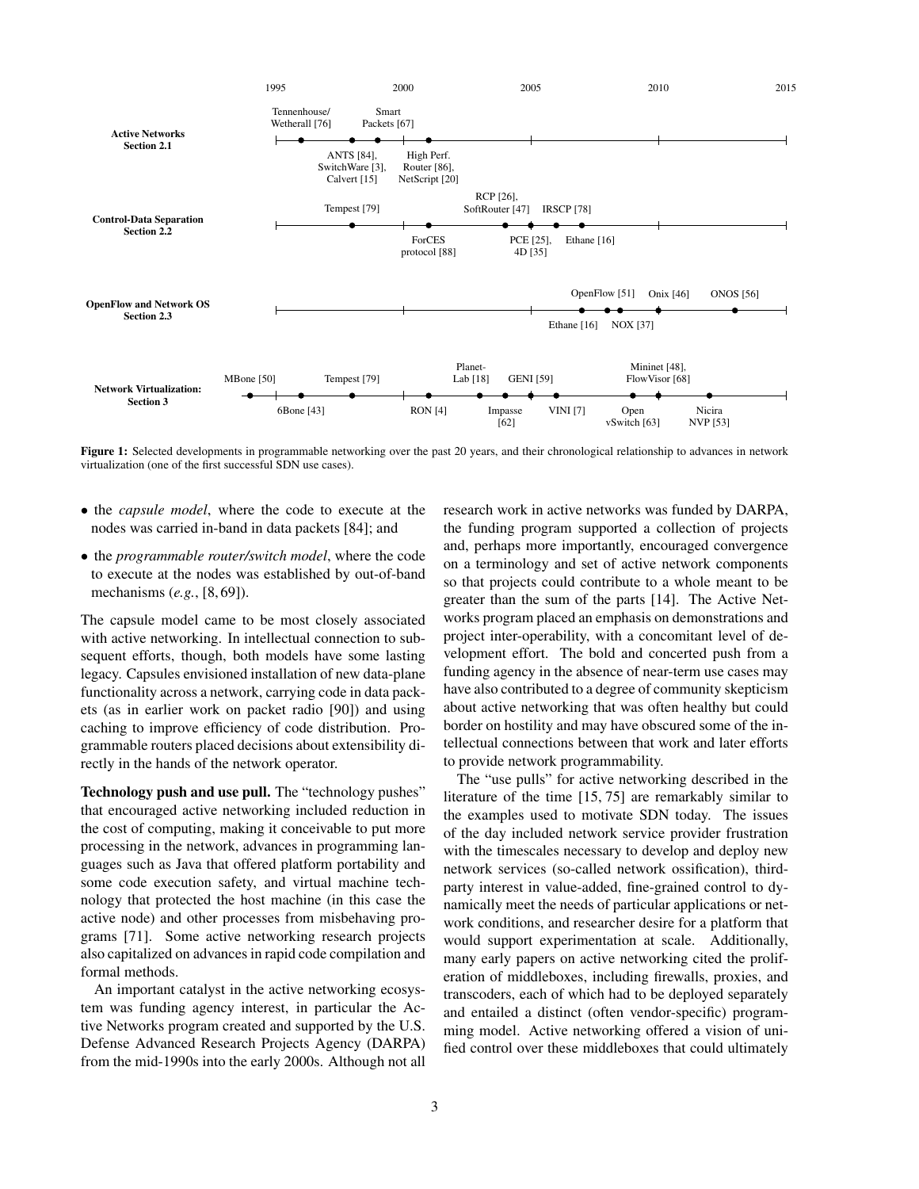**Figure 1:** Selected developments in programmable networking over the past 20 years, and their chronological relationship to advances in network virtualization (one of the first successful SDN use cases).

- the *capsule model*, where the code to execute at the nodes was carried in-band in data packets [84]; and
- the *programmable router/switch model*, where the code to execute at the nodes was established by out-of-band mechanisms (*e.g.*, [8, 69]).

The capsule model came to be most closely associated with active networking. In intellectual connection to subsequent efforts, though, both models have some lasting legacy. Capsules envisioned installation of new data-plane functionality across a network, carrying code in data packets (as in earlier work on packet radio [90]) and using caching to improve efficiency of code distribution. Programmable routers placed decisions about extensibility directly in the hands of the network operator.

**Technology push and use pull.** The "technology pushes" that encouraged active networking included reduction in the cost of computing, making it conceivable to put more processing in the network, advances in programming languages such as Java that offered platform portability and some code execution safety, and virtual machine technology that protected the host machine (in this case the active node) and other processes from misbehaving programs [71]. Some active networking research projects also capitalized on advances in rapid code compilation and formal methods.

An important catalyst in the active networking ecosystem was funding agency interest, in particular the Active Networks program created and supported by the U.S. Defense Advanced Research Projects Agency (DARPA) from the mid-1990s into the early 2000s. Although not all research work in active networks was funded by DARPA, the funding program supported a collection of projects and, perhaps more importantly, encouraged convergence on a terminology and set of active network components so that projects could contribute to a whole meant to be greater than the sum of the parts [14]. The Active Networks program placed an emphasis on demonstrations and project inter-operability, with a concomitant level of development effort. The bold and concerted push from a funding agency in the absence of near-term use cases may have also contributed to a degree of community skepticism about active networking that was often healthy but could border on hostility and may have obscured some of the intellectual connections between that work and later efforts to provide network programmability.

The "use pulls" for active networking described in the literature of the time [15, 75] are remarkably similar to the examples used to motivate SDN today. The issues of the day included network service provider frustration with the timescales necessary to develop and deploy new network services (so-called network ossification), third-party interest in value-added, fine-grained control to dynamically meet the needs of particular applications or network conditions, and researcher desire for a platform that would support experimentation at scale. Additionally, many early papers on active networking cited the proliferation of middleboxes, including firewalls, proxies, and transcoders, each of which had to be deployed separately and entailed a distinct (often vendor-specific) programming model. Active networking offered a vision of unified control over these middleboxes that could ultimately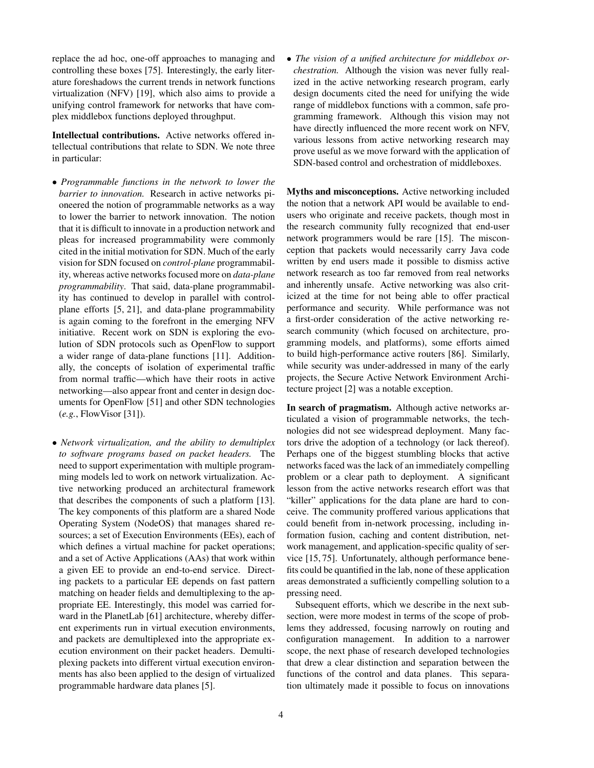replace the ad hoc, one-off approaches to managing and controlling these boxes [75]. Interestingly, the early literature foreshadows the current trends in network functions virtualization (NFV) [19], which also aims to provide a unifying control framework for networks that have complex middlebox functions deployed throughput.

**Intellectual contributions.** Active networks offered intellectual contributions that relate to SDN. We note three in particular:

- *Programmable functions in the network to lower the barrier to innovation.* Research in active networks pioneered the notion of programmable networks as a way to lower the barrier to network innovation. The notion that it is difficult to innovate in a production network and pleas for increased programmability were commonly cited in the initial motivation for SDN. Much of the early vision for SDN focused on *control-plane* programmability, whereas active networks focused more on *data-plane programmability*. That said, data-plane programmability has continued to develop in parallel with control-plane efforts [5, 21], and data-plane programmability is again coming to the forefront in the emerging NFV initiative. Recent work on SDN is exploring the evolution of SDN protocols such as OpenFlow to support a wider range of data-plane functions [11]. Additionally, the concepts of isolation of experimental traffic from normal traffic—which have their roots in active networking—also appear front and center in design documents for OpenFlow [51] and other SDN technologies (*e.g.*, FlowVisor [31]).

- *Network virtualization, and the ability to demultiplex to software programs based on packet headers.* The need to support experimentation with multiple programming models led to work on network virtualization. Active networking produced an architectural framework that describes the components of such a platform [13]. The key components of this platform are a shared Node Operating System (NodeOS) that manages shared resources; a set of Execution Environments (EEs), each of which defines a virtual machine for packet operations; and a set of Active Applications (AAs) that work within a given EE to provide an end-to-end service. Directing packets to a particular EE depends on fast pattern matching on header fields and demultiplexing to the appropriate EE. Interestingly, this model was carried forward in the PlanetLab [61] architecture, whereby different experiments run in virtual execution environments, and packets are demultiplexed into the appropriate execution environment on their packet headers. Demultiplexing packets into different virtual execution environments has also been applied to the design of virtualized programmable hardware data planes [5].

- *The vision of a unified architecture for middlebox orchestration.* Although the vision was never fully realized in the active networking research program, early design documents cited the need for unifying the wide range of middlebox functions with a common, safe programming framework. Although this vision may not have directly influenced the more recent work on NFV, various lessons from active networking research may prove useful as we move forward with the application of SDN-based control and orchestration of middleboxes.

**Myths and misconceptions.** Active networking included the notion that a network API would be available to end-users who originate and receive packets, though most in the research community fully recognized that end-user network programmers would be rare [15]. The misconception that packets would necessarily carry Java code written by end users made it possible to dismiss active network research as too far removed from real networks and inherently unsafe. Active networking was also criticized at the time for not being able to offer practical performance and security. While performance was not a first-order consideration of the active networking research community (which focused on architecture, programming models, and platforms), some efforts aimed to build high-performance active routers [86]. Similarly, while security was under-addressed in many of the early projects, the Secure Active Network Environment Architecture project [2] was a notable exception.

**In search of pragmatism.** Although active networks articulated a vision of programmable networks, the technologies did not see widespread deployment. Many factors drive the adoption of a technology (or lack thereof). Perhaps one of the biggest stumbling blocks that active networks faced was the lack of an immediately compelling problem or a clear path to deployment. A significant lesson from the active networks research effort was that "killer" applications for the data plane are hard to conceive. The community proffered various applications that could benefit from in-network processing, including information fusion, caching and content distribution, network management, and application-specific quality of service [15, 75]. Unfortunately, although performance benefits could be quantified in the lab, none of these application areas demonstrated a sufficiently compelling solution to a pressing need.

Subsequent efforts, which we describe in the next subsection, were more modest in terms of the scope of problems they addressed, focusing narrowly on routing and configuration management. In addition to a narrower scope, the next phase of research developed technologies that drew a clear distinction and separation between the functions of the control and data planes. This separation ultimately made it possible to focus on innovations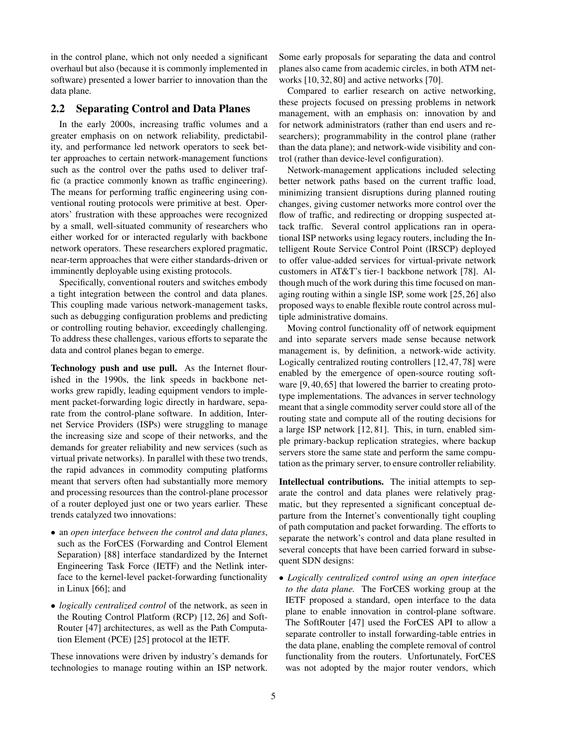in the control plane, which not only needed a significant overhaul but also (because it is commonly implemented in software) presented a lower barrier to innovation than the data plane.

## 2.2 Separating Control and Data Planes

In the early 2000s, increasing traffic volumes and a greater emphasis on on network reliability, predictability, and performance led network operators to seek better approaches to certain network-management functions such as the control over the paths used to deliver traffic (a practice commonly known as traffic engineering). The means for performing traffic engineering using conventional routing protocols were primitive at best. Operators' frustration with these approaches were recognized by a small, well-situated community of researchers who either worked for or interacted regularly with backbone network operators. These researchers explored pragmatic, near-term approaches that were either standards-driven or imminently deployable using existing protocols.

Specifically, conventional routers and switches embody a tight integration between the control and data planes. This coupling made various network-management tasks, such as debugging configuration problems and predicting or controlling routing behavior, exceedingly challenging. To address these challenges, various efforts to separate the data and control planes began to emerge.

**Technology push and use pull.** As the Internet flourished in the 1990s, the link speeds in backbone networks grew rapidly, leading equipment vendors to implement packet-forwarding logic directly in hardware, separate from the control-plane software. In addition, Internet Service Providers (ISPs) were struggling to manage the increasing size and scope of their networks, and the demands for greater reliability and new services (such as virtual private networks). In parallel with these two trends, the rapid advances in commodity computing platforms meant that servers often had substantially more memory and processing resources than the control-plane processor of a router deployed just one or two years earlier. These trends catalyzed two innovations:

- an *open interface between the control and data planes*, such as the ForCES (Forwarding and Control Element Separation) [88] interface standardized by the Internet Engineering Task Force (IETF) and the Netlink interface to the kernel-level packet-forwarding functionality in Linux [66]; and
- *logically centralized control* of the network, as seen in the Routing Control Platform (RCP) [12, 26] and SoftRouter [47] architectures, as well as the Path Computation Element (PCE) [25] protocol at the IETF.

These innovations were driven by industry's demands for technologies to manage routing within an ISP network. Some early proposals for separating the data and control planes also came from academic circles, in both ATM networks [10, 32, 80] and active networks [70].

Compared to earlier research on active networking, these projects focused on pressing problems in network management, with an emphasis on: innovation by and for network administrators (rather than end users and researchers); programmability in the control plane (rather than the data plane); and network-wide visibility and control (rather than device-level configuration).

Network-management applications included selecting better network paths based on the current traffic load, minimizing transient disruptions during planned routing changes, giving customer networks more control over the flow of traffic, and redirecting or dropping suspected attack traffic. Several control applications ran in operational ISP networks using legacy routers, including the Intelligent Route Service Control Point (IRSCP) deployed to offer value-added services for virtual-private network customers in AT&T's tier-1 backbone network [78]. Although much of the work during this time focused on managing routing within a single ISP, some work [25, 26] also proposed ways to enable flexible route control across multiple administrative domains.

Moving control functionality off of network equipment and into separate servers made sense because network management is, by definition, a network-wide activity. Logically centralized routing controllers [12, 47, 78] were enabled by the emergence of open-source routing software [9, 40, 65] that lowered the barrier to creating prototype implementations. The advances in server technology meant that a single commodity server could store all of the routing state and compute all of the routing decisions for a large ISP network [12, 81]. This, in turn, enabled simple primary-backup replication strategies, where backup servers store the same state and perform the same computation as the primary server, to ensure controller reliability.

**Intellectual contributions.** The initial attempts to separate the control and data planes were relatively pragmatic, but they represented a significant conceptual departure from the Internet's conventionally tight coupling of path computation and packet forwarding. The efforts to separate the network's control and data plane resulted in several concepts that have been carried forward in subsequent SDN designs:

- *Logically centralized control using an open interface to the data plane.* The ForCES working group at the IETF proposed a standard, open interface to the data plane to enable innovation in control-plane software. The SoftRouter [47] used the ForCES API to allow a separate controller to install forwarding-table entries in the data plane, enabling the complete removal of control functionality from the routers. Unfortunately, ForCES was not adopted by the major router vendors, which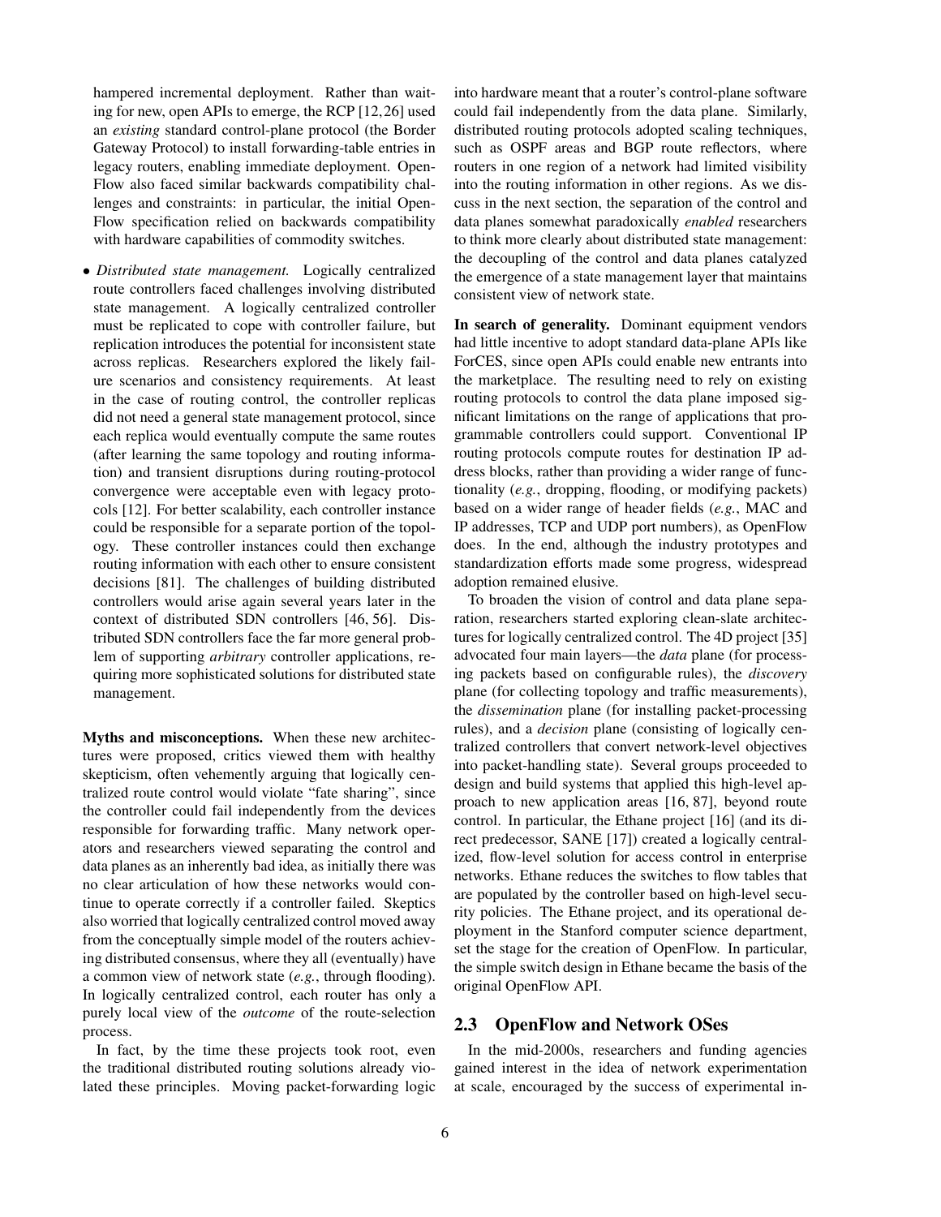hampered incremental deployment. Rather than waiting for new, open APIs to emerge, the RCP [12,26] used an *existing* standard control-plane protocol (the Border Gateway Protocol) to install forwarding-table entries in legacy routers, enabling immediate deployment. OpenFlow also faced similar backwards compatibility challenges and constraints: in particular, the initial OpenFlow specification relied on backwards compatibility with hardware capabilities of commodity switches.

- *Distributed state management.* Logically centralized route controllers faced challenges involving distributed state management. A logically centralized controller must be replicated to cope with controller failure, but replication introduces the potential for inconsistent state across replicas. Researchers explored the likely failure scenarios and consistency requirements. At least in the case of routing control, the controller replicas did not need a general state management protocol, since each replica would eventually compute the same routes (after learning the same topology and routing information) and transient disruptions during routing-protocol convergence were acceptable even with legacy protocols [12]. For better scalability, each controller instance could be responsible for a separate portion of the topology. These controller instances could then exchange routing information with each other to ensure consistent decisions [81]. The challenges of building distributed controllers would arise again several years later in the context of distributed SDN controllers [46, 56]. Distributed SDN controllers face the far more general problem of supporting *arbitrary* controller applications, requiring more sophisticated solutions for distributed state management.

**Myths and misconceptions.** When these new architectures were proposed, critics viewed them with healthy skepticism, often vehemently arguing that logically centralized route control would violate "fate sharing", since the controller could fail independently from the devices responsible for forwarding traffic. Many network operators and researchers viewed separating the control and data planes as an inherently bad idea, as initially there was no clear articulation of how these networks would continue to operate correctly if a controller failed. Skeptics also worried that logically centralized control moved away from the conceptually simple model of the routers achieving distributed consensus, where they all (eventually) have a common view of network state (*e.g.*, through flooding). In logically centralized control, each router has only a purely local view of the *outcome* of the route-selection process.

In fact, by the time these projects took root, even the traditional distributed routing solutions already violated these principles. Moving packet-forwarding logic into hardware meant that a router's control-plane software could fail independently from the data plane. Similarly, distributed routing protocols adopted scaling techniques, such as OSPF areas and BGP route reflectors, where routers in one region of a network had limited visibility into the routing information in other regions. As we discuss in the next section, the separation of the control and data planes somewhat paradoxically *enabled* researchers to think more clearly about distributed state management: the decoupling of the control and data planes catalyzed the emergence of a state management layer that maintains consistent view of network state.

**In search of generality.** Dominant equipment vendors had little incentive to adopt standard data-plane APIs like ForCES, since open APIs could enable new entrants into the marketplace. The resulting need to rely on existing routing protocols to control the data plane imposed significant limitations on the range of applications that programmable controllers could support. Conventional IP routing protocols compute routes for destination IP address blocks, rather than providing a wider range of functionality (*e.g.*, dropping, flooding, or modifying packets) based on a wider range of header fields (*e.g.*, MAC and IP addresses, TCP and UDP port numbers), as OpenFlow does. In the end, although the industry prototypes and standardization efforts made some progress, widespread adoption remained elusive.

To broaden the vision of control and data plane separation, researchers started exploring clean-slate architectures for logically centralized control. The 4D project [35] advocated four main layers—the *data* plane (for processing packets based on configurable rules), the *discovery* plane (for collecting topology and traffic measurements), the *dissemination* plane (for installing packet-processing rules), and a *decision* plane (consisting of logically centralized controllers that convert network-level objectives into packet-handling state). Several groups proceeded to design and build systems that applied this high-level approach to new application areas [16, 87], beyond route control. In particular, the Ethane project [16] (and its direct predecessor, SANE [17]) created a logically centralized, flow-level solution for access control in enterprise networks. Ethane reduces the switches to flow tables that are populated by the controller based on high-level security policies. The Ethane project, and its operational deployment in the Stanford computer science department, set the stage for the creation of OpenFlow. In particular, the simple switch design in Ethane became the basis of the original OpenFlow API.

## 2.3 OpenFlow and Network OSes

In the mid-2000s, researchers and funding agencies gained interest in the idea of network experimentation at scale, encouraged by the success of experimental in-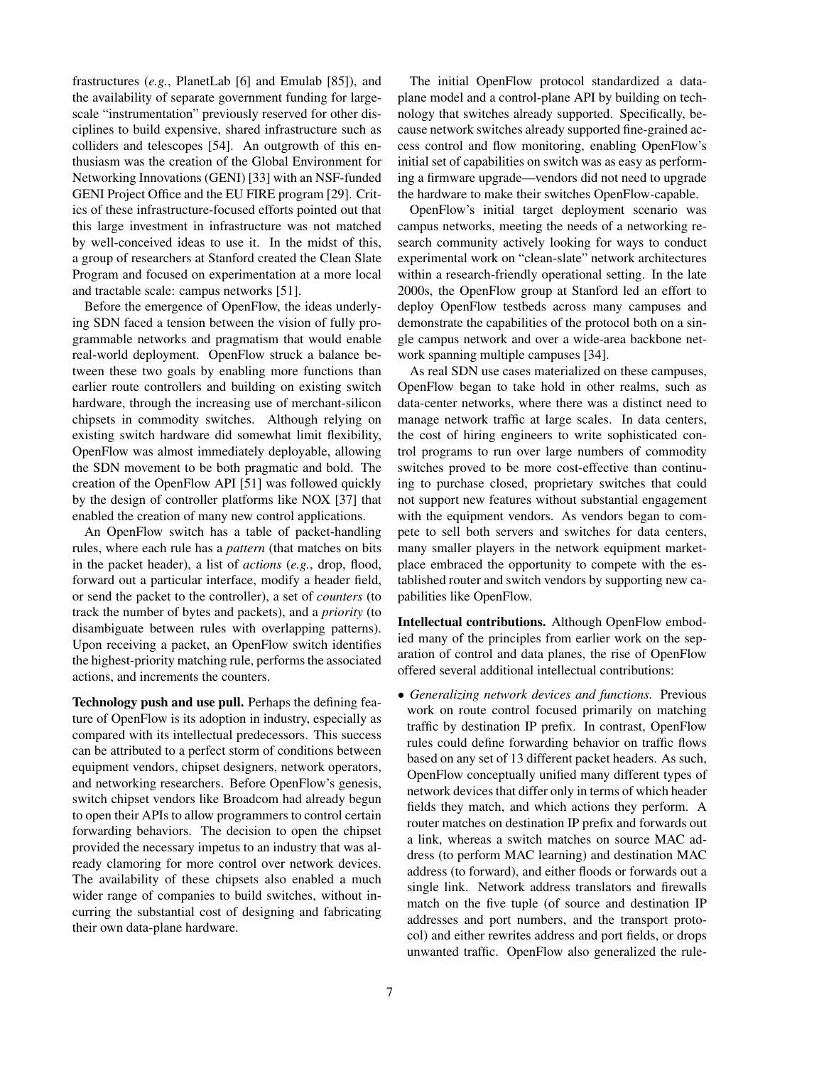frastructures (*e.g.*, PlanetLab [6] and Emulab [85]), and the availability of separate government funding for large-scale "instrumentation" previously reserved for other disciplines to build expensive, shared infrastructure such as colliders and telescopes [54]. An outgrowth of this enthusiasm was the creation of the Global Environment for Networking Innovations (GENI) [33] with an NSF-funded GENI Project Office and the EU FIRE program [29]. Critics of these infrastructure-focused efforts pointed out that this large investment in infrastructure was not matched by well-conceived ideas to use it. In the midst of this, a group of researchers at Stanford created the Clean Slate Program and focused on experimentation at a more local and tractable scale: campus networks [51].

Before the emergence of OpenFlow, the ideas underlying SDN faced a tension between the vision of fully programmable networks and pragmatism that would enable real-world deployment. OpenFlow struck a balance between these two goals by enabling more functions than earlier route controllers and building on existing switch hardware, through the increasing use of merchant-silicon chipsets in commodity switches. Although relying on existing switch hardware did somewhat limit flexibility, OpenFlow was almost immediately deployable, allowing the SDN movement to be both pragmatic and bold. The creation of the OpenFlow API [51] was followed quickly by the design of controller platforms like NOX [37] that enabled the creation of many new control applications.

An OpenFlow switch has a table of packet-handling rules, where each rule has a *pattern* (that matches on bits in the packet header), a list of *actions* (*e.g.*, drop, flood, forward out a particular interface, modify a header field, or send the packet to the controller), a set of *counters* (to track the number of bytes and packets), and a *priority* (to disambiguate between rules with overlapping patterns). Upon receiving a packet, an OpenFlow switch identifies the highest-priority matching rule, performs the associated actions, and increments the counters.

**Technology push and use pull.** Perhaps the defining feature of OpenFlow is its adoption in industry, especially as compared with its intellectual predecessors. This success can be attributed to a perfect storm of conditions between equipment vendors, chipset designers, network operators, and networking researchers. Before OpenFlow's genesis, switch chipset vendors like Broadcom had already begun to open their APIs to allow programmers to control certain forwarding behaviors. The decision to open the chipset provided the necessary impetus to an industry that was already clamoring for more control over network devices. The availability of these chipsets also enabled a much wider range of companies to build switches, without incurring the substantial cost of designing and fabricating their own data-plane hardware.

The initial OpenFlow protocol standardized a data-plane model and a control-plane API by building on technology that switches already supported. Specifically, because network switches already supported fine-grained access control and flow monitoring, enabling OpenFlow's initial set of capabilities on switch was as easy as performing a firmware upgrade—vendors did not need to upgrade the hardware to make their switches OpenFlow-capable.

OpenFlow's initial target deployment scenario was campus networks, meeting the needs of a networking research community actively looking for ways to conduct experimental work on "clean-slate" network architectures within a research-friendly operational setting. In the late 2000s, the OpenFlow group at Stanford led an effort to deploy OpenFlow testbeds across many campuses and demonstrate the capabilities of the protocol both on a single campus network and over a wide-area backbone network spanning multiple campuses [34].

As real SDN use cases materialized on these campuses, OpenFlow began to take hold in other realms, such as data-center networks, where there was a distinct need to manage network traffic at large scales. In data centers, the cost of hiring engineers to write sophisticated control programs to run over large numbers of commodity switches proved to be more cost-effective than continuing to purchase closed, proprietary switches that could not support new features without substantial engagement with the equipment vendors. As vendors began to compete to sell both servers and switches for data centers, many smaller players in the network equipment marketplace embraced the opportunity to compete with the established router and switch vendors by supporting new capabilities like OpenFlow.

**Intellectual contributions.** Although OpenFlow embodied many of the principles from earlier work on the separation of control and data planes, the rise of OpenFlow offered several additional intellectual contributions:

- *Generalizing network devices and functions.* Previous work on route control focused primarily on matching traffic by destination IP prefix. In contrast, OpenFlow rules could define forwarding behavior on traffic flows based on any set of 13 different packet headers. As such, OpenFlow conceptually unified many different types of network devices that differ only in terms of which header fields they match, and which actions they perform. A router matches on destination IP prefix and forwards out a link, whereas a switch matches on source MAC address (to perform MAC learning) and destination MAC address (to forward), and either floods or forwards out a single link. Network address translators and firewalls match on the five tuple (of source and destination IP addresses and port numbers, and the transport protocol) and either rewrites address and port fields, or drops unwanted traffic. OpenFlow also generalized the rule-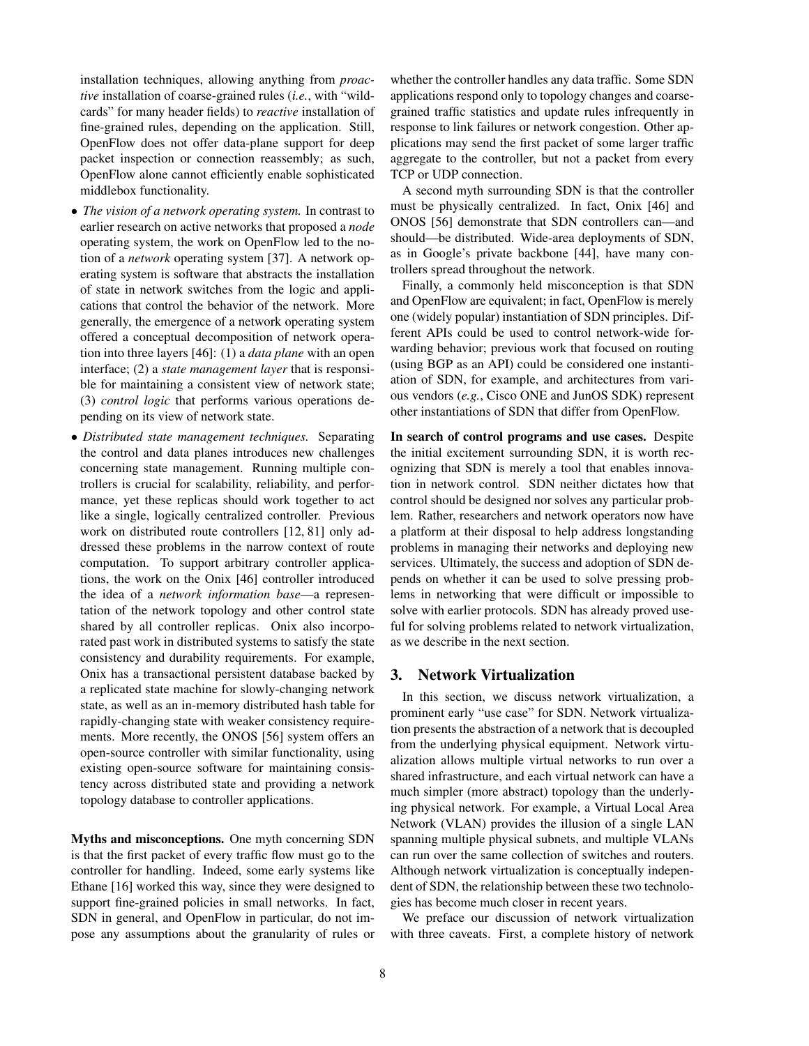installation techniques, allowing anything from *proactive* installation of coarse-grained rules (*i.e.*, with "wildcards" for many header fields) to *reactive* installation of fine-grained rules, depending on the application. Still, OpenFlow does not offer data-plane support for deep packet inspection or connection reassembly; as such, OpenFlow alone cannot efficiently enable sophisticated middlebox functionality.

- *The vision of a network operating system.* In contrast to earlier research on active networks that proposed a *node* operating system, the work on OpenFlow led to the notion of a *network* operating system [37]. A network operating system is software that abstracts the installation of state in network switches from the logic and applications that control the behavior of the network. More generally, the emergence of a network operating system offered a conceptual decomposition of network operation into three layers [46]: (1) a *data plane* with an open interface; (2) a *state management layer* that is responsible for maintaining a consistent view of network state; (3) *control logic* that performs various operations depending on its view of network state.
- *Distributed state management techniques.* Separating the control and data planes introduces new challenges concerning state management. Running multiple controllers is crucial for scalability, reliability, and performance, yet these replicas should work together to act like a single, logically centralized controller. Previous work on distributed route controllers [12, 81] only addressed these problems in the narrow context of route computation. To support arbitrary controller applications, the work on the Onix [46] controller introduced the idea of a *network information base*—a representation of the network topology and other control state shared by all controller replicas. Onix also incorporated past work in distributed systems to satisfy the state consistency and durability requirements. For example, Onix has a transactional persistent database backed by a replicated state machine for slowly-changing network state, as well as an in-memory distributed hash table for rapidly-changing state with weaker consistency requirements. More recently, the ONOS [56] system offers an open-source controller with similar functionality, using existing open-source software for maintaining consistency across distributed state and providing a network topology database to controller applications.

**Myths and misconceptions.** One myth concerning SDN is that the first packet of every traffic flow must go to the controller for handling. Indeed, some early systems like Ethane [16] worked this way, since they were designed to support fine-grained policies in small networks. In fact, SDN in general, and OpenFlow in particular, do not impose any assumptions about the granularity of rules or whether the controller handles any data traffic. Some SDN applications respond only to topology changes and coarse-grained traffic statistics and update rules infrequently in response to link failures or network congestion. Other applications may send the first packet of some larger traffic aggregate to the controller, but not a packet from every TCP or UDP connection.

A second myth surrounding SDN is that the controller must be physically centralized. In fact, Onix [46] and ONOS [56] demonstrate that SDN controllers can—and should—be distributed. Wide-area deployments of SDN, as in Google's private backbone [44], have many controllers spread throughout the network.

Finally, a commonly held misconception is that SDN and OpenFlow are equivalent; in fact, OpenFlow is merely one (widely popular) instantiation of SDN principles. Different APIs could be used to control network-wide forwarding behavior; previous work that focused on routing (using BGP as an API) could be considered one instantiation of SDN, for example, and architectures from various vendors (*e.g.*, Cisco ONE and JunOS SDK) represent other instantiations of SDN that differ from OpenFlow.

**In search of control programs and use cases.** Despite the initial excitement surrounding SDN, it is worth recognizing that SDN is merely a tool that enables innovation in network control. SDN neither dictates how that control should be designed nor solves any particular problem. Rather, researchers and network operators now have a platform at their disposal to help address longstanding problems in managing their networks and deploying new services. Ultimately, the success and adoption of SDN depends on whether it can be used to solve pressing problems in networking that were difficult or impossible to solve with earlier protocols. SDN has already proved useful for solving problems related to network virtualization, as we describe in the next section.

## 3. Network Virtualization

In this section, we discuss network virtualization, a prominent early "use case" for SDN. Network virtualization presents the abstraction of a network that is decoupled from the underlying physical equipment. Network virtualization allows multiple virtual networks to run over a shared infrastructure, and each virtual network can have a much simpler (more abstract) topology than the underlying physical network. For example, a Virtual Local Area Network (VLAN) provides the illusion of a single LAN spanning multiple physical subnets, and multiple VLANs can run over the same collection of switches and routers. Although network virtualization is conceptually independent of SDN, the relationship between these two technologies has become much closer in recent years.

We preface our discussion of network virtualization with three caveats. First, a complete history of network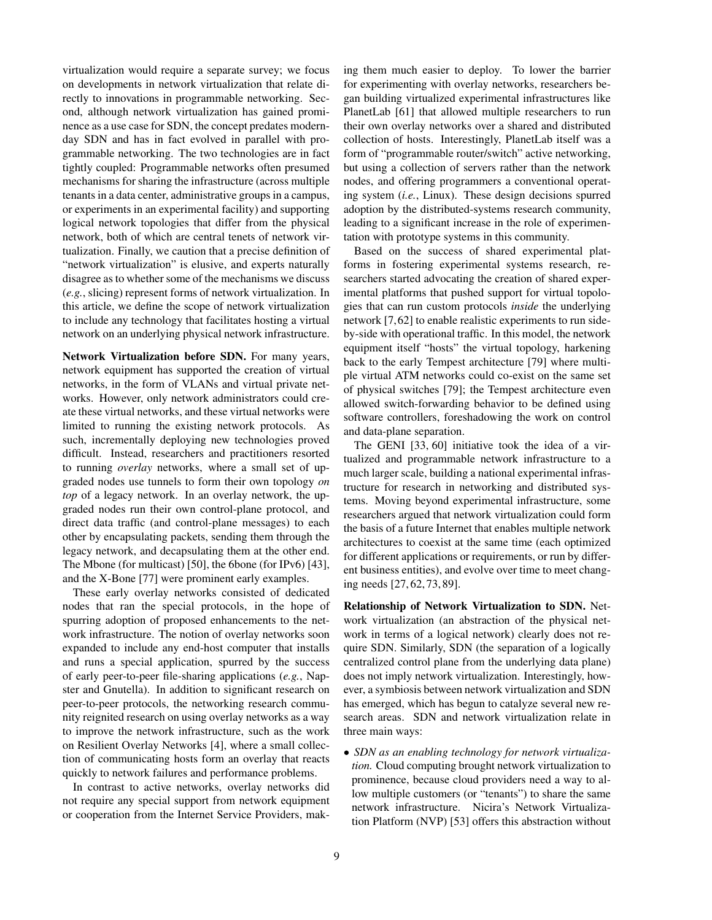virtualization would require a separate survey; we focus on developments in network virtualization that relate directly to innovations in programmable networking. Second, although network virtualization has gained prominence as a use case for SDN, the concept predates modern-day SDN and has in fact evolved in parallel with programmable networking. The two technologies are in fact tightly coupled: Programmable networks often presumed mechanisms for sharing the infrastructure (across multiple tenants in a data center, administrative groups in a campus, or experiments in an experimental facility) and supporting logical network topologies that differ from the physical network, both of which are central tenets of network virtualization. Finally, we caution that a precise definition of "network virtualization" is elusive, and experts naturally disagree as to whether some of the mechanisms we discuss (*e.g.*, slicing) represent forms of network virtualization. In this article, we define the scope of network virtualization to include any technology that facilitates hosting a virtual network on an underlying physical network infrastructure.

**Network Virtualization before SDN.** For many years, network equipment has supported the creation of virtual networks, in the form of VLANs and virtual private networks. However, only network administrators could create these virtual networks, and these virtual networks were limited to running the existing network protocols. As such, incrementally deploying new technologies proved difficult. Instead, researchers and practitioners resorted to running *overlay* networks, where a small set of upgraded nodes use tunnels to form their own topology *on top* of a legacy network. In an overlay network, the upgraded nodes run their own control-plane protocol, and direct data traffic (and control-plane messages) to each other by encapsulating packets, sending them through the legacy network, and decapsulating them at the other end. The Mbone (for multicast) [50], the 6bone (for IPv6) [43], and the X-Bone [77] were prominent early examples.

These early overlay networks consisted of dedicated nodes that ran the special protocols, in the hope of spurring adoption of proposed enhancements to the network infrastructure. The notion of overlay networks soon expanded to include any end-host computer that installs and runs a special application, spurred by the success of early peer-to-peer file-sharing applications (*e.g.*, Napster and Gnutella). In addition to significant research on peer-to-peer protocols, the networking research community reignited research on using overlay networks as a way to improve the network infrastructure, such as the work on Resilient Overlay Networks [4], where a small collection of communicating hosts form an overlay that reacts quickly to network failures and performance problems.

In contrast to active networks, overlay networks did not require any special support from network equipment or cooperation from the Internet Service Providers, making them much easier to deploy. To lower the barrier for experimenting with overlay networks, researchers began building virtualized experimental infrastructures like PlanetLab [61] that allowed multiple researchers to run their own overlay networks over a shared and distributed collection of hosts. Interestingly, PlanetLab itself was a form of "programmable router/switch" active networking, but using a collection of servers rather than the network nodes, and offering programmers a conventional operating system (*i.e.*, Linux). These design decisions spurred adoption by the distributed-systems research community, leading to a significant increase in the role of experimentation with prototype systems in this community.

Based on the success of shared experimental platforms in fostering experimental systems research, researchers started advocating the creation of shared experimental platforms that pushed support for virtual topologies that can run custom protocols *inside* the underlying network [7, 62] to enable realistic experiments to run side-by-side with operational traffic. In this model, the network equipment itself "hosts" the virtual topology, harkening back to the early Tempest architecture [79] where multiple virtual ATM networks could co-exist on the same set of physical switches [79]; the Tempest architecture even allowed switch-forwarding behavior to be defined using software controllers, foreshadowing the work on control and data-plane separation.

The GENI [33, 60] initiative took the idea of a virtualized and programmable network infrastructure to a much larger scale, building a national experimental infrastructure for research in networking and distributed systems. Moving beyond experimental infrastructure, some researchers argued that network virtualization could form the basis of a future Internet that enables multiple network architectures to coexist at the same time (each optimized for different applications or requirements, or run by different business entities), and evolve over time to meet changing needs [27, 62, 73, 89].

**Relationship of Network Virtualization to SDN.** Network virtualization (an abstraction of the physical network in terms of a logical network) clearly does not require SDN. Similarly, SDN (the separation of a logically centralized control plane from the underlying data plane) does not imply network virtualization. Interestingly, however, a symbiosis between network virtualization and SDN has emerged, which has begun to catalyze several new research areas. SDN and network virtualization relate in three main ways:

- *SDN as an enabling technology for network virtualization.* Cloud computing brought network virtualization to prominence, because cloud providers need a way to allow multiple customers (or "tenants") to share the same network infrastructure. Nicira's Network Virtualization Platform (NVP) [53] offers this abstraction without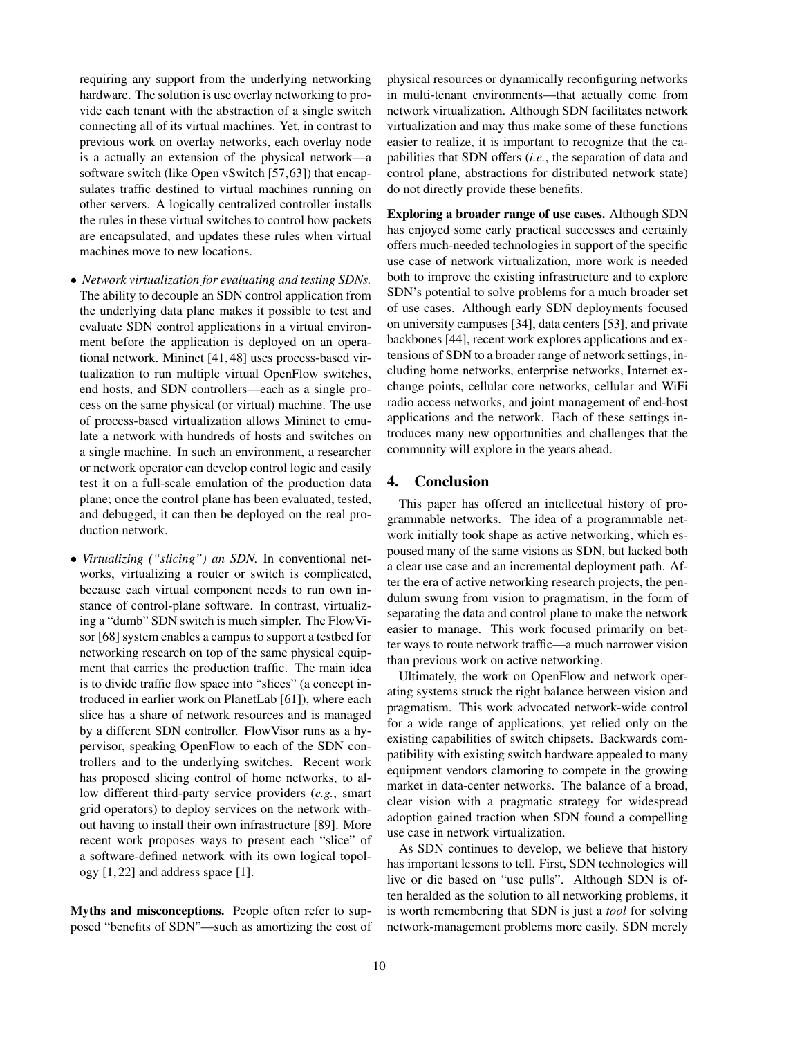requiring any support from the underlying networking hardware. The solution is use overlay networking to provide each tenant with the abstraction of a single switch connecting all of its virtual machines. Yet, in contrast to previous work on overlay networks, each overlay node is a actually an extension of the physical network—a software switch (like Open vSwitch [57,63]) that encapsulates traffic destined to virtual machines running on other servers. A logically centralized controller installs the rules in these virtual switches to control how packets are encapsulated, and updates these rules when virtual machines move to new locations.

- *Network virtualization for evaluating and testing SDNs.* The ability to decouple an SDN control application from the underlying data plane makes it possible to test and evaluate SDN control applications in a virtual environment before the application is deployed on an operational network. Mininet [41, 48] uses process-based virtualization to run multiple virtual OpenFlow switches, end hosts, and SDN controllers—each as a single process on the same physical (or virtual) machine. The use of process-based virtualization allows Mininet to emulate a network with hundreds of hosts and switches on a single machine. In such an environment, a researcher or network operator can develop control logic and easily test it on a full-scale emulation of the production data plane; once the control plane has been evaluated, tested, and debugged, it can then be deployed on the real production network.

- *Virtualizing ("slicing") an SDN.* In conventional networks, virtualizing a router or switch is complicated, because each virtual component needs to run own instance of control-plane software. In contrast, virtualizing a "dumb" SDN switch is much simpler. The FlowVisor [68] system enables a campus to support a testbed for networking research on top of the same physical equipment that carries the production traffic. The main idea is to divide traffic flow space into "slices" (a concept introduced in earlier work on PlanetLab [61]), where each slice has a share of network resources and is managed by a different SDN controller. FlowVisor runs as a hypervisor, speaking OpenFlow to each of the SDN controllers and to the underlying switches. Recent work has proposed slicing control of home networks, to allow different third-party service providers (*e.g.*, smart grid operators) to deploy services on the network without having to install their own infrastructure [89]. More recent work proposes ways to present each "slice" of a software-defined network with its own logical topology [1, 22] and address space [1].

**Myths and misconceptions.** People often refer to supposed "benefits of SDN"—such as amortizing the cost of physical resources or dynamically reconfiguring networks in multi-tenant environments—that actually come from network virtualization. Although SDN facilitates network virtualization and may thus make some of these functions easier to realize, it is important to recognize that the capabilities that SDN offers (*i.e.*, the separation of data and control plane, abstractions for distributed network state) do not directly provide these benefits.

**Exploring a broader range of use cases.** Although SDN has enjoyed some early practical successes and certainly offers much-needed technologies in support of the specific use case of network virtualization, more work is needed both to improve the existing infrastructure and to explore SDN's potential to solve problems for a much broader set of use cases. Although early SDN deployments focused on university campuses [34], data centers [53], and private backbones [44], recent work explores applications and extensions of SDN to a broader range of network settings, including home networks, enterprise networks, Internet exchange points, cellular core networks, cellular and WiFi radio access networks, and joint management of end-host applications and the network. Each of these settings introduces many new opportunities and challenges that the community will explore in the years ahead.

## 4. Conclusion

This paper has offered an intellectual history of programmable networks. The idea of a programmable network initially took shape as active networking, which espoused many of the same visions as SDN, but lacked both a clear use case and an incremental deployment path. After the era of active networking research projects, the pendulum swung from vision to pragmatism, in the form of separating the data and control plane to make the network easier to manage. This work focused primarily on better ways to route network traffic—a much narrower vision than previous work on active networking.

Ultimately, the work on OpenFlow and network operating systems struck the right balance between vision and pragmatism. This work advocated network-wide control for a wide range of applications, yet relied only on the existing capabilities of switch chipsets. Backwards compatibility with existing switch hardware appealed to many equipment vendors clamoring to compete in the growing market in data-center networks. The balance of a broad, clear vision with a pragmatic strategy for widespread adoption gained traction when SDN found a compelling use case in network virtualization.

As SDN continues to develop, we believe that history has important lessons to tell. First, SDN technologies will live or die based on "use pulls". Although SDN is often heralded as the solution to all networking problems, it is worth remembering that SDN is just a *tool* for solving network-management problems more easily. SDN merely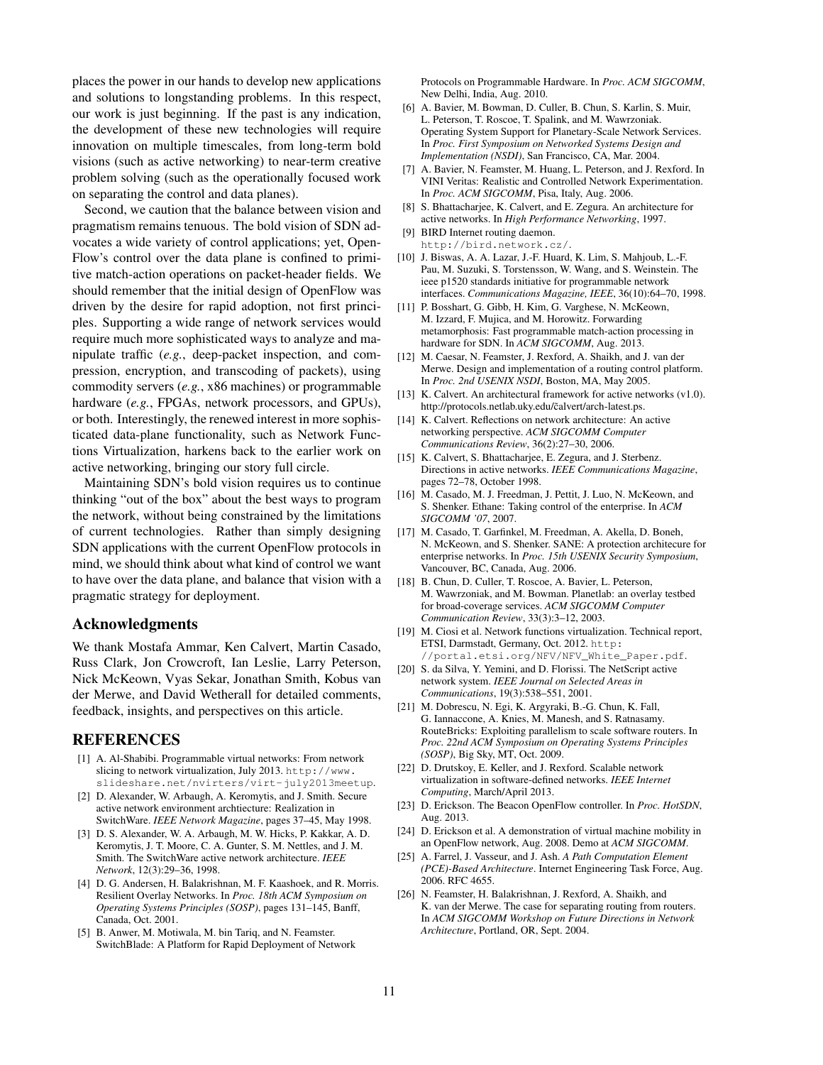places the power in our hands to develop new applications and solutions to longstanding problems. In this respect, our work is just beginning. If the past is any indication, the development of these new technologies will require innovation on multiple timescales, from long-term bold visions (such as active networking) to near-term creative problem solving (such as the operationally focused work on separating the control and data planes).

Second, we caution that the balance between vision and pragmatism remains tenuous. The bold vision of SDN advocates a wide variety of control applications; yet, OpenFlow's control over the data plane is confined to primitive match-action operations on packet-header fields. We should remember that the initial design of OpenFlow was driven by the desire for rapid adoption, not first principles. Supporting a wide range of network services would require much more sophisticated ways to analyze and manipulate traffic (*e.g.*, deep-packet inspection, and compression, encryption, and transcoding of packets), using commodity servers (*e.g.*, x86 machines) or programmable hardware (*e.g.*, FPGAs, network processors, and GPUs), or both. Interestingly, the renewed interest in more sophisticated data-plane functionality, such as Network Functions Virtualization, harkens back to the earlier work on active networking, bringing our story full circle.

Maintaining SDN's bold vision requires us to continue thinking "out of the box" about the best ways to program the network, without being constrained by the limitations of current technologies. Rather than simply designing SDN applications with the current OpenFlow protocols in mind, we should think about what kind of control we want to have over the data plane, and balance that vision with a pragmatic strategy for deployment.

## Acknowledgments

We thank Mostafa Ammar, Ken Calvert, Martin Casado, Russ Clark, Jon Crowcroft, Ian Leslie, Larry Peterson, Nick McKeown, Vyas Sekar, Jonathan Smith, Kobus van der Merwe, and David Wetherall for detailed comments, feedback, insights, and perspectives on this article.

## REFERENCES

[1] A. Al-Shabibi. Programmable virtual networks: From network slicing to network virtualization, July 2013. http://www.slideshare.net/nvirters/virt-july2013meetup.

[2] D. Alexander, W. Arbaugh, A. Keromytis, and J. Smith. Secure active network environment archtiecture: Realization in SwitchWare. *IEEE Network Magazine*, pages 37–45, May 1998.

[3] D. S. Alexander, W. A. Arbaugh, M. W. Hicks, P. Kakkar, A. D. Keromytis, J. T. Moore, C. A. Gunter, S. M. Nettles, and J. M. Smith. The SwitchWare active network architecture. *IEEE Network*, 12(3):29–36, 1998.

[4] D. G. Andersen, H. Balakrishnan, M. F. Kaashoek, and R. Morris. Resilient Overlay Networks. In *Proc. 18th ACM Symposium on Operating Systems Principles (SOSP)*, pages 131–145, Banff, Canada, Oct. 2001.

[5] B. Anwer, M. Motiwala, M. bin Tariq, and N. Feamster. SwitchBlade: A Platform for Rapid Deployment of Network Protocols on Programmable Hardware. In *Proc. ACM SIGCOMM*, New Delhi, India, Aug. 2010.

[6] A. Bavier, M. Bowman, D. Culler, B. Chun, S. Karlin, S. Muir, L. Peterson, T. Roscoe, T. Spalink, and M. Wawrzoniak. Operating System Support for Planetary-Scale Network Services. In *Proc. First Symposium on Networked Systems Design and Implementation (NSDI)*, San Francisco, CA, Mar. 2004.

[7] A. Bavier, N. Feamster, M. Huang, L. Peterson, and J. Rexford. In VINI Veritas: Realistic and Controlled Network Experimentation. In *Proc. ACM SIGCOMM*, Pisa, Italy, Aug. 2006.

[8] S. Bhattacharjee, K. Calvert, and E. Zegura. An architecture for active networks. In *High Performance Networking*, 1997.

[9] BIRD Internet routing daemon. http://bird.network.cz/.

[10] J. Biswas, A. A. Lazar, J.-F. Huard, K. Lim, S. Mahjoub, L.-F. Pau, M. Suzuki, S. Torstensson, W. Wang, and S. Weinstein. The ieee p1520 standards initiative for programmable network interfaces. *Communications Magazine, IEEE*, 36(10):64–70, 1998.

[11] P. Bosshart, G. Gibb, H. Kim, G. Varghese, N. McKeown, M. Izzard, F. Mujica, and M. Horowitz. Forwarding metamorphosis: Fast programmable match-action processing in hardware for SDN. In *ACM SIGCOMM*, Aug. 2013.

[12] M. Caesar, N. Feamster, J. Rexford, A. Shaikh, and J. van der Merwe. Design and implementation of a routing control platform. In *Proc. 2nd USENIX NSDI*, Boston, MA, May 2005.

[13] K. Calvert. An architectural framework for active networks (v1.0). http://protocols.netlab.uky.edu/~calvert/arch-latest.ps.

[14] K. Calvert. Reflections on network architecture: An active networking perspective. *ACM SIGCOMM Computer Communications Review*, 36(2):27–30, 2006.

[15] K. Calvert, S. Bhattacharjee, E. Zegura, and J. Sterbenz. Directions in active networks. *IEEE Communications Magazine*, pages 72–78, October 1998.

[16] M. Casado, M. J. Freedman, J. Pettit, J. Luo, N. McKeown, and S. Shenker. Ethane: Taking control of the enterprise. In *ACM SIGCOMM '07*, 2007.

[17] M. Casado, T. Garfinkel, M. Freedman, A. Akella, D. Boneh, N. McKeown, and S. Shenker. SANE: A protection architecture for enterprise networks. In *Proc. 15th USENIX Security Symposium*, Vancouver, BC, Canada, Aug. 2006.

[18] B. Chun, D. Culler, T. Roscoe, A. Bavier, L. Peterson, M. Wawrzoniak, and M. Bowman. Planetlab: an overlay testbed for broad-coverage services. *ACM SIGCOMM Computer Communication Review*, 33(3):3–12, 2003.

[19] M. Ciosi et al. Network functions virtualization. Technical report, ETSI, Darmstadt, Germany, Oct. 2012. http://portal.etsi.org/NFV/NFV_White_Paper.pdf.

[20] S. da Silva, Y. Yemini, and D. Florissi. The NetScript active network system. *IEEE Journal on Selected Areas in Communications*, 19(3):538–551, 2001.

[21] M. Dobrescu, N. Egi, K. Argyraki, B.-G. Chun, K. Fall, G. Iannaccone, A. Knies, M. Manesh, and S. Ratnasamy. RouteBricks: Exploiting parallelism to scale software routers. In *Proc. 22nd ACM Symposium on Operating Systems Principles (SOSP)*, Big Sky, MT, Oct. 2009.

[22] D. Drutskoy, E. Keller, and J. Rexford. Scalable network virtualization in software-defined networks. *IEEE Internet Computing*, March/April 2013.

[23] D. Erickson. The Beacon OpenFlow controller. In *Proc. HotSDN*, Aug. 2013.

[24] D. Erickson et al. A demonstration of virtual machine mobility in an OpenFlow network, Aug. 2008. Demo at *ACM SIGCOMM*.

[25] A. Farrel, J. Vasseur, and J. Ash. *A Path Computation Element (PCE)-Based Architecture*. Internet Engineering Task Force, Aug. 2006. RFC 4655.

[26] N. Feamster, H. Balakrishnan, J. Rexford, A. Shaikh, and K. van der Merwe. The case for separating routing from routers. In *ACM SIGCOMM Workshop on Future Directions in Network Architecture*, Portland, OR, Sept. 2004.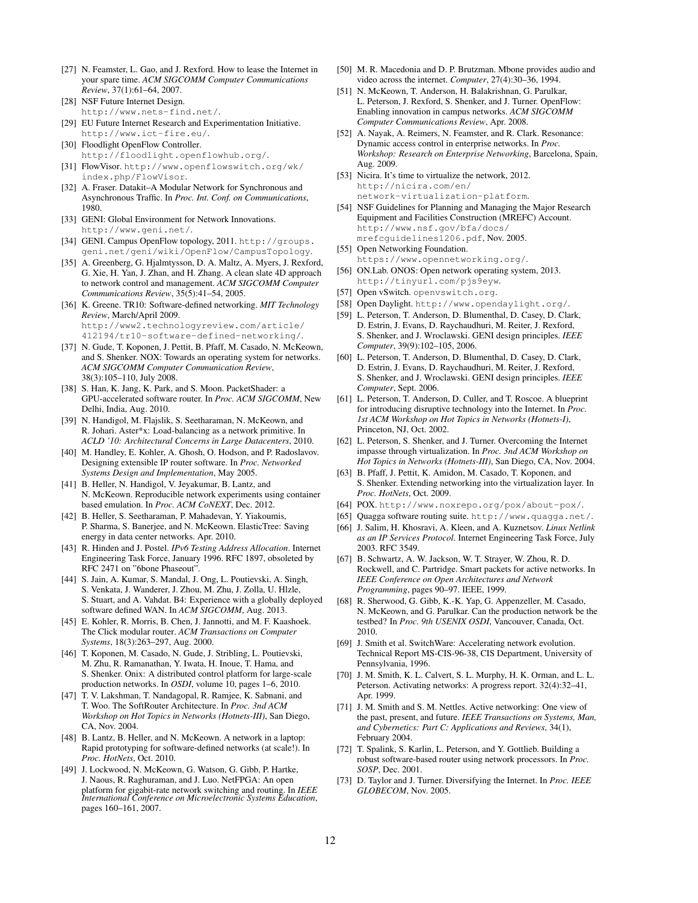[27] N. Feamster, L. Gao, and J. Rexford. How to lease the Internet in your spare time. *ACM SIGCOMM Computer Communications Review*, 37(1):61–64, 2007.

[28] NSF Future Internet Design. http://www.nets-find.net/.

[29] EU Future Internet Research and Experimentation Initiative. http://www.ict-fire.eu/.

[30] Floodlight OpenFlow Controller. http://floodlight.openflowhub.org/.

[31] FlowVisor. http://www.openflowswitch.org/wk/index.php/FlowVisor.

[32] A. Fraser. Datakit–A Modular Network for Synchronous and Asynchronous Traffic. In *Proc. Int. Conf. on Communications*, 1980.

[33] GENI: Global Environment for Network Innovations. http://www.geni.net/.

[34] GENI. Campus OpenFlow topology, 2011. http://groups.geni.net/geni/wiki/OpenFlow/CampusTopology.

[35] A. Greenberg, G. Hjalmtysson, D. A. Maltz, A. Myers, J. Rexford, G. Xie, H. Yan, J. Zhan, and H. Zhang. A clean slate 4D approach to network control and management. *ACM SIGCOMM Computer Communications Review*, 35(5):41–54, 2005.

[36] K. Greene. TR10: Software-defined networking. *MIT Technology Review*, March/April 2009. http://www2.technologyreview.com/article/412194/tr10-software-defined-networking/.

[37] N. Gude, T. Koponen, J. Pettit, B. Pfaff, M. Casado, N. McKeown, and S. Shenker. NOX: Towards an operating system for networks. *ACM SIGCOMM Computer Communication Review*, 38(3):105–110, July 2008.

[38] S. Han, K. Jang, K. Park, and S. Moon. PacketShader: a GPU-accelerated software router. In *Proc. ACM SIGCOMM*, New Delhi, India, Aug. 2010.

[39] N. Handigol, M. Flajslik, S. Seetharaman, N. McKeown, and R. Johari. Aster*x: Load-balancing as a network primitive. In *ACLD '10: Architectural Concerns in Large Datacenters*, 2010.

[40] M. Handley, E. Kohler, A. Ghosh, O. Hodson, and P. Radoslavov. Designing extensible IP router software. In *Proc. Networked Systems Design and Implementation*, May 2005.

[41] B. Heller, N. Handigol, V. Jeyakumar, B. Lantz, and N. McKeown. Reproducible network experiments using container based emulation. In *Proc. ACM CoNEXT*, Dec. 2012.

[42] B. Heller, S. Seetharaman, P. Mahadevan, Y. Yiakoumis, P. Sharma, S. Banerjee, and N. McKeown. ElasticTree: Saving energy in data center networks. Apr. 2010.

[43] R. Hinden and J. Postel. *IPv6 Testing Address Allocation*. Internet Engineering Task Force, January 1996. RFC 1897, obsoleted by RFC 2471 on "6bone Phaseout".

[44] S. Jain, A. Kumar, S. Mandal, J. Ong, L. Poutievski, A. Singh, S. Venkata, J. Wanderer, J. Zhou, M. Zhu, J. Zolla, U. Hlzle, S. Stuart, and A. Vahdat. B4: Experience with a globally deployed software defined WAN. In *ACM SIGCOMM*, Aug. 2013.

[45] E. Kohler, R. Morris, B. Chen, J. Jannotti, and M. F. Kaashoek. The Click modular router. *ACM Transactions on Computer Systems*, 18(3):263–297, Aug. 2000.

[46] T. Koponen, M. Casado, N. Gude, J. Stribling, L. Poutievski, M. Zhu, R. Ramanathan, Y. Iwata, H. Inoue, T. Hama, and S. Shenker. Onix: A distributed control platform for large-scale production networks. In *OSDI*, volume 10, pages 1–6, 2010.

[47] T. V. Lakshman, T. Nandagopal, R. Ramjee, K. Sabnani, and T. Woo. The SoftRouter Architecture. In *Proc. 3nd ACM Workshop on Hot Topics in Networks (Hotnets-III)*, San Diego, CA, Nov. 2004.

[48] B. Lantz, B. Heller, and N. McKeown. A network in a laptop: Rapid prototyping for software-defined networks (at scale!). In *Proc. HotNets*, Oct. 2010.

[49] J. Lockwood, N. McKeown, G. Watson, G. Gibb, P. Hartke, J. Naous, R. Raghuraman, and J. Luo. NetFPGA: An open platform for gigabit-rate network switching and routing. In *IEEE International Conference on Microelectronic Systems Education*, pages 160–161, 2007.

[50] M. R. Macedonia and D. P. Brutzman. Mbone provides audio and video across the internet. *Computer*, 27(4):30–36, 1994.

[51] N. McKeown, T. Anderson, H. Balakrishnan, G. Parulkar, L. Peterson, J. Rexford, S. Shenker, and J. Turner. OpenFlow: Enabling innovation in campus networks. *ACM SIGCOMM Computer Communications Review*, Apr. 2008.

[52] A. Nayak, A. Reimers, N. Feamster, and R. Clark. Resonance: Dynamic access control in enterprise networks. In *Proc. Workshop: Research on Enterprise Networking*, Barcelona, Spain, Aug. 2009.

[53] Nicira. It's time to virtualize the network, 2012. http://nicira.com/en/network-virtualization-platform.

[54] NSF Guidelines for Planning and Managing the Major Research Equipment and Facilities Construction (MREFC) Account. http://www.nsf.gov/bfa/docs/mrefcguidelines1206.pdf, Nov. 2005.

[55] Open Networking Foundation. https://www.opennetworking.org/.

[56] ON.Lab. ONOS: Open network operating system, 2013. http://tinyurl.com/pjs9eyw.

[57] Open vSwitch. openvswitch.org.

[58] Open Daylight. http://www.opendaylight.org/.

[59] L. Peterson, T. Anderson, D. Blumenthal, D. Casey, D. Clark, D. Estrin, J. Evans, D. Raychaudhuri, M. Reiter, J. Rexford, S. Shenker, and J. Wroclawski. GENI design principles. *IEEE Computer*, 39(9):102–105, 2006.

[60] L. Peterson, T. Anderson, D. Blumenthal, D. Casey, D. Clark, D. Estrin, J. Evans, D. Raychaudhuri, M. Reiter, J. Rexford, S. Shenker, and J. Wroclawski. GENI design principles. *IEEE Computer*, Sept. 2006.

[61] L. Peterson, T. Anderson, D. Culler, and T. Roscoe. A blueprint for introducing disruptive technology into the Internet. In *Proc. 1st ACM Workshop on Hot Topics in Networks (Hotnets-I)*, Princeton, NJ, Oct. 2002.

[62] L. Peterson, S. Shenker, and J. Turner. Overcoming the Internet impasse through virtualization. In *Proc. 3nd ACM Workshop on Hot Topics in Networks (Hotnets-III)*, San Diego, CA, Nov. 2004.

[63] B. Pfaff, J. Pettit, K. Amidon, M. Casado, T. Koponen, and S. Shenker. Extending networking into the virtualization layer. In *Proc. HotNets*, Oct. 2009.

[64] POX. http://www.noxrepo.org/pox/about-pox/.

[65] Quagga software routing suite. http://www.quagga.net/.

[66] J. Salim, H. Khosravi, A. Kleen, and A. Kuznetsov. *Linux Netlink as an IP Services Protocol*. Internet Engineering Task Force, July 2003. RFC 3549.

[67] B. Schwartz, A. W. Jackson, W. T. Strayer, W. Zhou, R. D. Rockwell, and C. Partridge. Smart packets for active networks. In *IEEE Conference on Open Architectures and Network Programming*, pages 90–97. IEEE, 1999.

[68] R. Sherwood, G. Gibb, K.-K. Yap, G. Appenzeller, M. Casado, N. McKeown, and G. Parulkar. Can the production network be the testbed? In *Proc. 9th USENIX OSDI*, Vancouver, Canada, Oct. 2010.

[69] J. Smith et al. SwitchWare: Accelerating network evolution. Technical Report MS-CIS-96-38, CIS Department, University of Pennsylvania, 1996.

[70] J. M. Smith, K. L. Calvert, S. L. Murphy, H. K. Orman, and L. L. Peterson. Activating networks: A progress report. 32(4):32–41, Apr. 1999.

[71] J. M. Smith and S. M. Nettles. Active networking: One view of the past, present, and future. *IEEE Transactions on Systems, Man, and Cybernetics: Part C: Applications and Reviews*, 34(1), February 2004.

[72] T. Spalink, S. Karlin, L. Peterson, and Y. Gottlieb. Building a robust software-based router using network processors. In *Proc. SOSP*, Dec. 2001.

[73] D. Taylor and J. Turner. Diversifying the Internet. In *Proc. IEEE GLOBECOM*, Nov. 2005.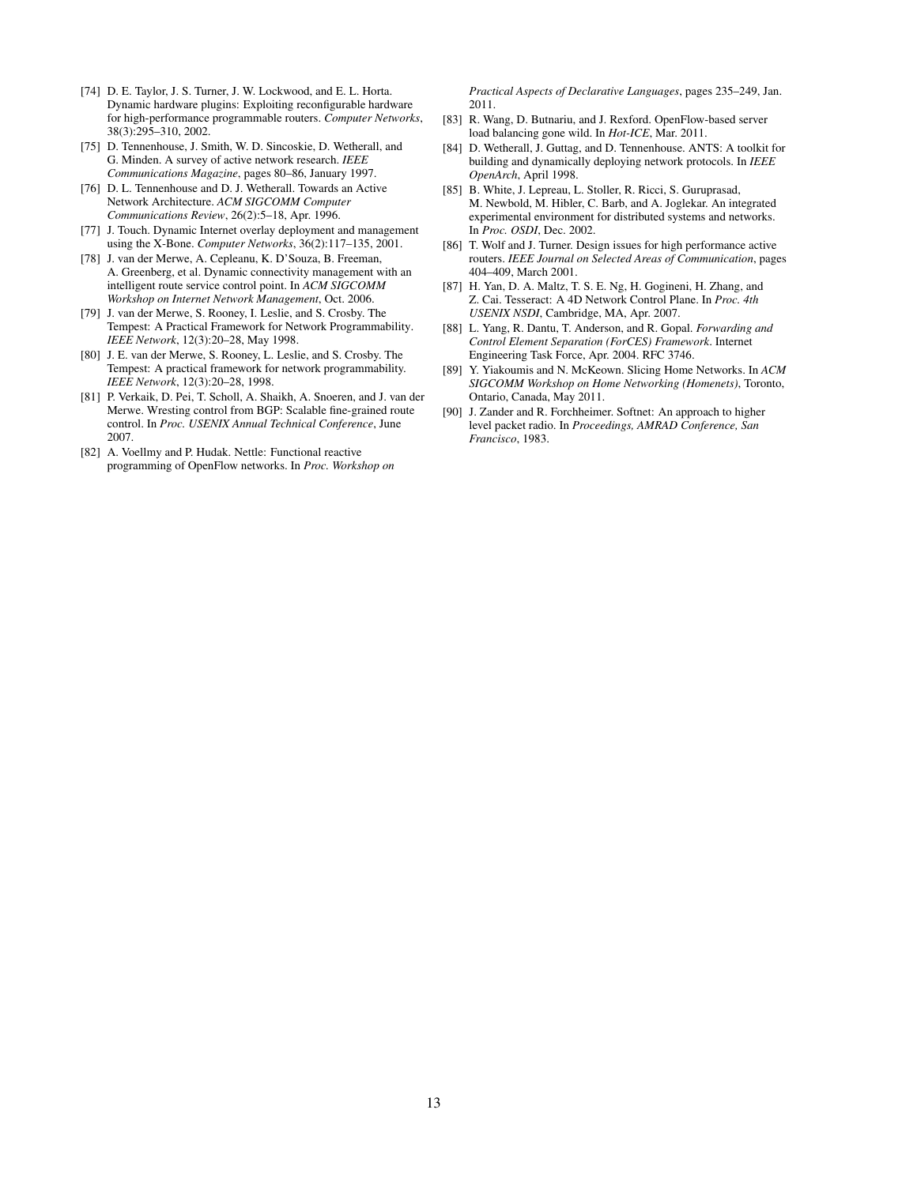[74] D. E. Taylor, J. S. Turner, J. W. Lockwood, and E. L. Horta. Dynamic hardware plugins: Exploiting reconfigurable hardware for high-performance programmable routers. *Computer Networks*, 38(3):295–310, 2002.

[75] D. Tennenhouse, J. Smith, W. D. Sincoskie, D. Wetherall, and G. Minden. A survey of active network research. *IEEE Communications Magazine*, pages 80–86, January 1997.

[76] D. L. Tennenhouse and D. J. Wetherall. Towards an Active Network Architecture. *ACM SIGCOMM Computer Communications Review*, 26(2):5–18, Apr. 1996.

[77] J. Touch. Dynamic Internet overlay deployment and management using the X-Bone. *Computer Networks*, 36(2):117–135, 2001.

[78] J. van der Merwe, A. Cepleanu, K. D'Souza, B. Freeman, A. Greenberg, et al. Dynamic connectivity management with an intelligent route service control point. In *ACM SIGCOMM Workshop on Internet Network Management*, Oct. 2006.

[79] J. van der Merwe, S. Rooney, I. Leslie, and S. Crosby. The Tempest: A Practical Framework for Network Programmability. *IEEE Network*, 12(3):20–28, May 1998.

[80] J. E. van der Merwe, S. Rooney, L. Leslie, and S. Crosby. The Tempest: A practical framework for network programmability. *IEEE Network*, 12(3):20–28, 1998.

[81] P. Verkaik, D. Pei, T. Scholl, A. Shaikh, A. Snoeren, and J. van der Merwe. Wresting control from BGP: Scalable fine-grained route control. In *Proc. USENIX Annual Technical Conference*, June 2007.

[82] A. Voellmy and P. Hudak. Nettle: Functional reactive programming of OpenFlow networks. In *Proc. Workshop on Practical Aspects of Declarative Languages*, pages 235–249, Jan. 2011.

[83] R. Wang, D. Butnariu, and J. Rexford. OpenFlow-based server load balancing gone wild. In *Hot-ICE*, Mar. 2011.

[84] D. Wetherall, J. Guttag, and D. Tennenhouse. ANTS: A toolkit for building and dynamically deploying network protocols. In *IEEE OpenArch*, April 1998.

[85] B. White, J. Lepreau, L. Stoller, R. Ricci, S. Guruprasad, M. Newbold, M. Hibler, C. Barb, and A. Joglekar. An integrated experimental environment for distributed systems and networks. In *Proc. OSDI*, Dec. 2002.

[86] T. Wolf and J. Turner. Design issues for high performance active routers. *IEEE Journal on Selected Areas of Communication*, pages 404–409, March 2001.

[87] H. Yan, D. A. Maltz, T. S. E. Ng, H. Gogineni, H. Zhang, and Z. Cai. Tesseract: A 4D Network Control Plane. In *Proc. 4th USENIX NSDI*, Cambridge, MA, Apr. 2007.

[88] L. Yang, R. Dantu, T. Anderson, and R. Gopal. *Forwarding and Control Element Separation (ForCES) Framework*. Internet Engineering Task Force, Apr. 2004. RFC 3746.

[89] Y. Yiakoumis and N. McKeown. Slicing Home Networks. In *ACM SIGCOMM Workshop on Home Networking (Homenets)*, Toronto, Ontario, Canada, May 2011.

[90] J. Zander and R. Forchheimer. Softnet: An approach to higher level packet radio. In *Proceedings, AMRAD Conference, San Francisco*, 1983.